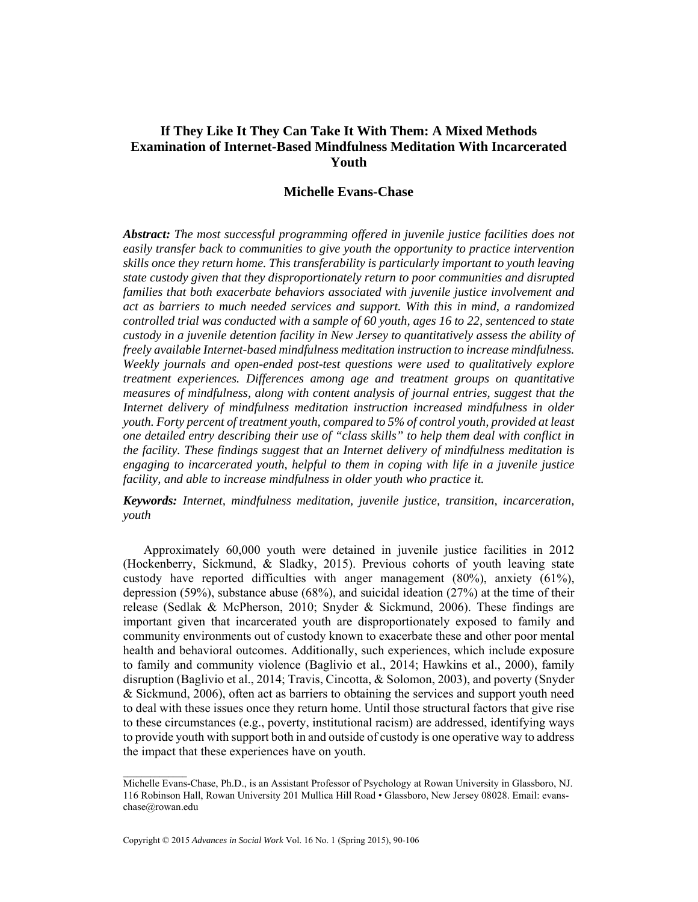# If They Like It They Can Take It With Them: A Mixed Methods Examination of Internet-Based Mindfulness Meditation With Incarcerated Youth

**Michelle Evans-Chase**

***Abstract:*** *The most successful programming offered in juvenile justice facilities does not easily transfer back to communities to give youth the opportunity to practice intervention skills once they return home. This transferability is particularly important to youth leaving state custody given that they disproportionately return to poor communities and disrupted families that both exacerbate behaviors associated with juvenile justice involvement and act as barriers to much needed services and support. With this in mind, a randomized controlled trial was conducted with a sample of 60 youth, ages 16 to 22, sentenced to state custody in a juvenile detention facility in New Jersey to quantitatively assess the ability of freely available Internet-based mindfulness meditation instruction to increase mindfulness. Weekly journals and open-ended post-test questions were used to qualitatively explore treatment experiences. Differences among age and treatment groups on quantitative measures of mindfulness, along with content analysis of journal entries, suggest that the Internet delivery of mindfulness meditation instruction increased mindfulness in older youth. Forty percent of treatment youth, compared to 5% of control youth, provided at least one detailed entry describing their use of "class skills" to help them deal with conflict in the facility. These findings suggest that an Internet delivery of mindfulness meditation is engaging to incarcerated youth, helpful to them in coping with life in a juvenile justice facility, and able to increase mindfulness in older youth who practice it.*

***Keywords:*** *Internet, mindfulness meditation, juvenile justice, transition, incarceration, youth*

Approximately 60,000 youth were detained in juvenile justice facilities in 2012 (Hockenberry, Sickmund, & Sladky, 2015). Previous cohorts of youth leaving state custody have reported difficulties with anger management (80%), anxiety (61%), depression (59%), substance abuse (68%), and suicidal ideation (27%) at the time of their release (Sedlak & McPherson, 2010; Snyder & Sickmund, 2006). These findings are important given that incarcerated youth are disproportionately exposed to family and community environments out of custody known to exacerbate these and other poor mental health and behavioral outcomes. Additionally, such experiences, which include exposure to family and community violence (Baglivio et al., 2014; Hawkins et al., 2000), family disruption (Baglivio et al., 2014; Travis, Cincotta, & Solomon, 2003), and poverty (Snyder & Sickmund, 2006), often act as barriers to obtaining the services and support youth need to deal with these issues once they return home. Until those structural factors that give rise to these circumstances (e.g., poverty, institutional racism) are addressed, identifying ways to provide youth with support both in and outside of custody is one operative way to address the impact that these experiences have on youth.

---

Michelle Evans-Chase, Ph.D., is an Assistant Professor of Psychology at Rowan University in Glassboro, NJ. 116 Robinson Hall, Rowan University 201 Mullica Hill Road • Glassboro, New Jersey 08028. Email: evans-chase@rowan.edu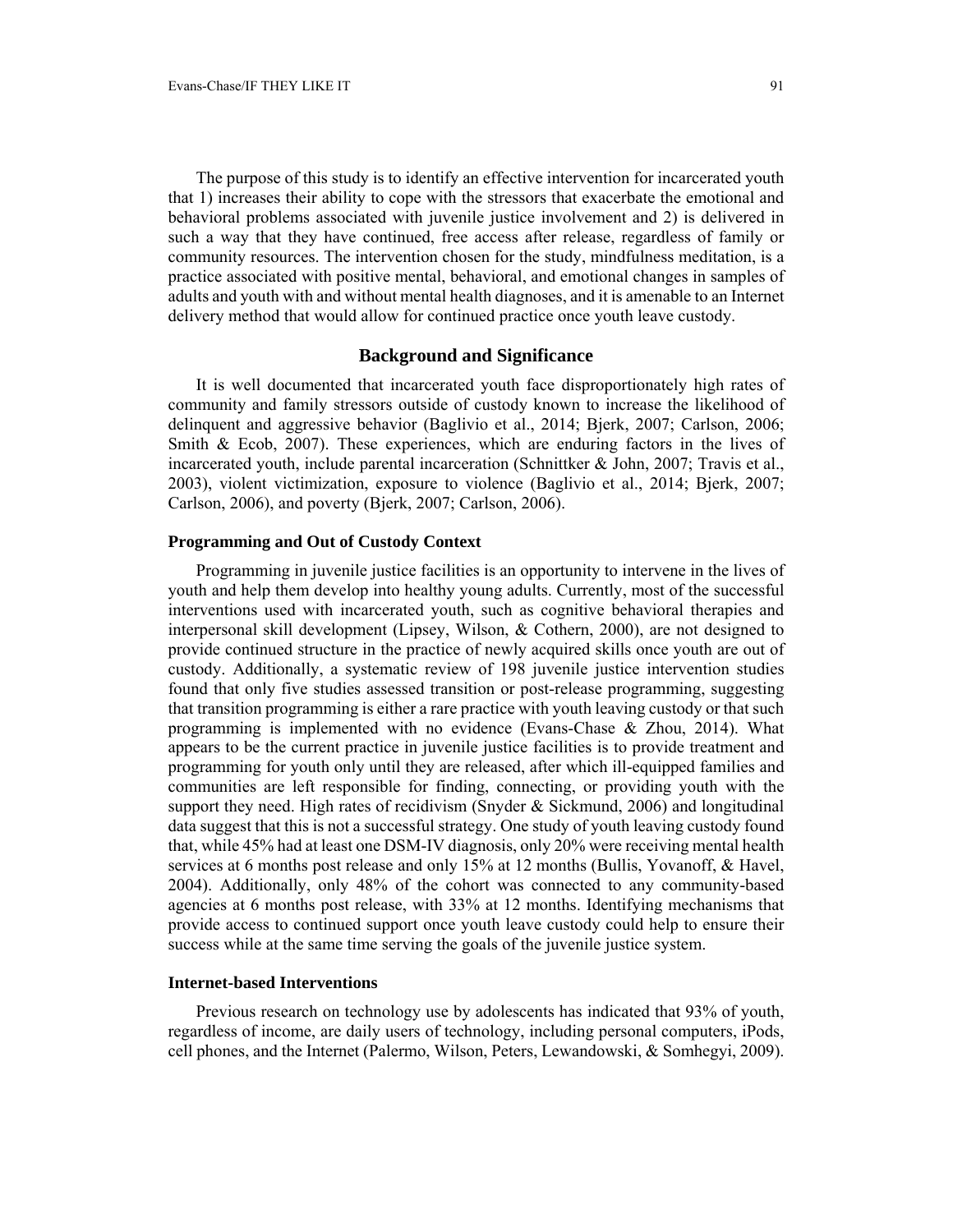The purpose of this study is to identify an effective intervention for incarcerated youth that 1) increases their ability to cope with the stressors that exacerbate the emotional and behavioral problems associated with juvenile justice involvement and 2) is delivered in such a way that they have continued, free access after release, regardless of family or community resources. The intervention chosen for the study, mindfulness meditation, is a practice associated with positive mental, behavioral, and emotional changes in samples of adults and youth with and without mental health diagnoses, and it is amenable to an Internet delivery method that would allow for continued practice once youth leave custody.

## Background and Significance

It is well documented that incarcerated youth face disproportionately high rates of community and family stressors outside of custody known to increase the likelihood of delinquent and aggressive behavior (Baglivio et al., 2014; Bjerk, 2007; Carlson, 2006; Smith & Ecob, 2007). These experiences, which are enduring factors in the lives of incarcerated youth, include parental incarceration (Schnittker & John, 2007; Travis et al., 2003), violent victimization, exposure to violence (Baglivio et al., 2014; Bjerk, 2007; Carlson, 2006), and poverty (Bjerk, 2007; Carlson, 2006).

### Programming and Out of Custody Context

Programming in juvenile justice facilities is an opportunity to intervene in the lives of youth and help them develop into healthy young adults. Currently, most of the successful interventions used with incarcerated youth, such as cognitive behavioral therapies and interpersonal skill development (Lipsey, Wilson, & Cothern, 2000), are not designed to provide continued structure in the practice of newly acquired skills once youth are out of custody. Additionally, a systematic review of 198 juvenile justice intervention studies found that only five studies assessed transition or post-release programming, suggesting that transition programming is either a rare practice with youth leaving custody or that such programming is implemented with no evidence (Evans-Chase & Zhou, 2014). What appears to be the current practice in juvenile justice facilities is to provide treatment and programming for youth only until they are released, after which ill-equipped families and communities are left responsible for finding, connecting, or providing youth with the support they need. High rates of recidivism (Snyder & Sickmund, 2006) and longitudinal data suggest that this is not a successful strategy. One study of youth leaving custody found that, while 45% had at least one DSM-IV diagnosis, only 20% were receiving mental health services at 6 months post release and only 15% at 12 months (Bullis, Yovanoff, & Havel, 2004). Additionally, only 48% of the cohort was connected to any community-based agencies at 6 months post release, with 33% at 12 months. Identifying mechanisms that provide access to continued support once youth leave custody could help to ensure their success while at the same time serving the goals of the juvenile justice system.

### Internet-based Interventions

Previous research on technology use by adolescents has indicated that 93% of youth, regardless of income, are daily users of technology, including personal computers, iPods, cell phones, and the Internet (Palermo, Wilson, Peters, Lewandowski, & Somhegyi, 2009).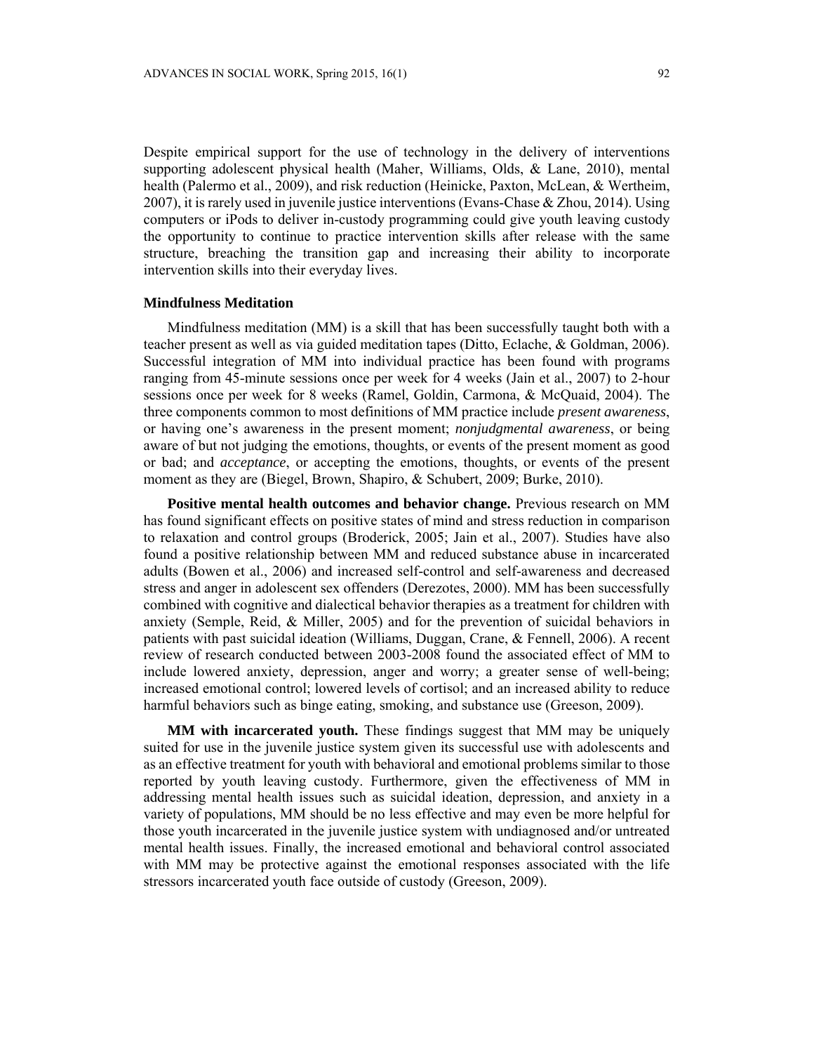Despite empirical support for the use of technology in the delivery of interventions supporting adolescent physical health (Maher, Williams, Olds, & Lane, 2010), mental health (Palermo et al., 2009), and risk reduction (Heinicke, Paxton, McLean, & Wertheim, 2007), it is rarely used in juvenile justice interventions (Evans-Chase & Zhou, 2014). Using computers or iPods to deliver in-custody programming could give youth leaving custody the opportunity to continue to practice intervention skills after release with the same structure, breaching the transition gap and increasing their ability to incorporate intervention skills into their everyday lives.

### Mindfulness Meditation

Mindfulness meditation (MM) is a skill that has been successfully taught both with a teacher present as well as via guided meditation tapes (Ditto, Eclache, & Goldman, 2006). Successful integration of MM into individual practice has been found with programs ranging from 45-minute sessions once per week for 4 weeks (Jain et al., 2007) to 2-hour sessions once per week for 8 weeks (Ramel, Goldin, Carmona, & McQuaid, 2004). The three components common to most definitions of MM practice include *present awareness*, or having one's awareness in the present moment; *nonjudgmental awareness*, or being aware of but not judging the emotions, thoughts, or events of the present moment as good or bad; and *acceptance*, or accepting the emotions, thoughts, or events of the present moment as they are (Biegel, Brown, Shapiro, & Schubert, 2009; Burke, 2010).

**Positive mental health outcomes and behavior change.** Previous research on MM has found significant effects on positive states of mind and stress reduction in comparison to relaxation and control groups (Broderick, 2005; Jain et al., 2007). Studies have also found a positive relationship between MM and reduced substance abuse in incarcerated adults (Bowen et al., 2006) and increased self-control and self-awareness and decreased stress and anger in adolescent sex offenders (Derezotes, 2000). MM has been successfully combined with cognitive and dialectical behavior therapies as a treatment for children with anxiety (Semple, Reid, & Miller, 2005) and for the prevention of suicidal behaviors in patients with past suicidal ideation (Williams, Duggan, Crane, & Fennell, 2006). A recent review of research conducted between 2003-2008 found the associated effect of MM to include lowered anxiety, depression, anger and worry; a greater sense of well-being; increased emotional control; lowered levels of cortisol; and an increased ability to reduce harmful behaviors such as binge eating, smoking, and substance use (Greeson, 2009).

**MM with incarcerated youth.** These findings suggest that MM may be uniquely suited for use in the juvenile justice system given its successful use with adolescents and as an effective treatment for youth with behavioral and emotional problems similar to those reported by youth leaving custody. Furthermore, given the effectiveness of MM in addressing mental health issues such as suicidal ideation, depression, and anxiety in a variety of populations, MM should be no less effective and may even be more helpful for those youth incarcerated in the juvenile justice system with undiagnosed and/or untreated mental health issues. Finally, the increased emotional and behavioral control associated with MM may be protective against the emotional responses associated with the life stressors incarcerated youth face outside of custody (Greeson, 2009).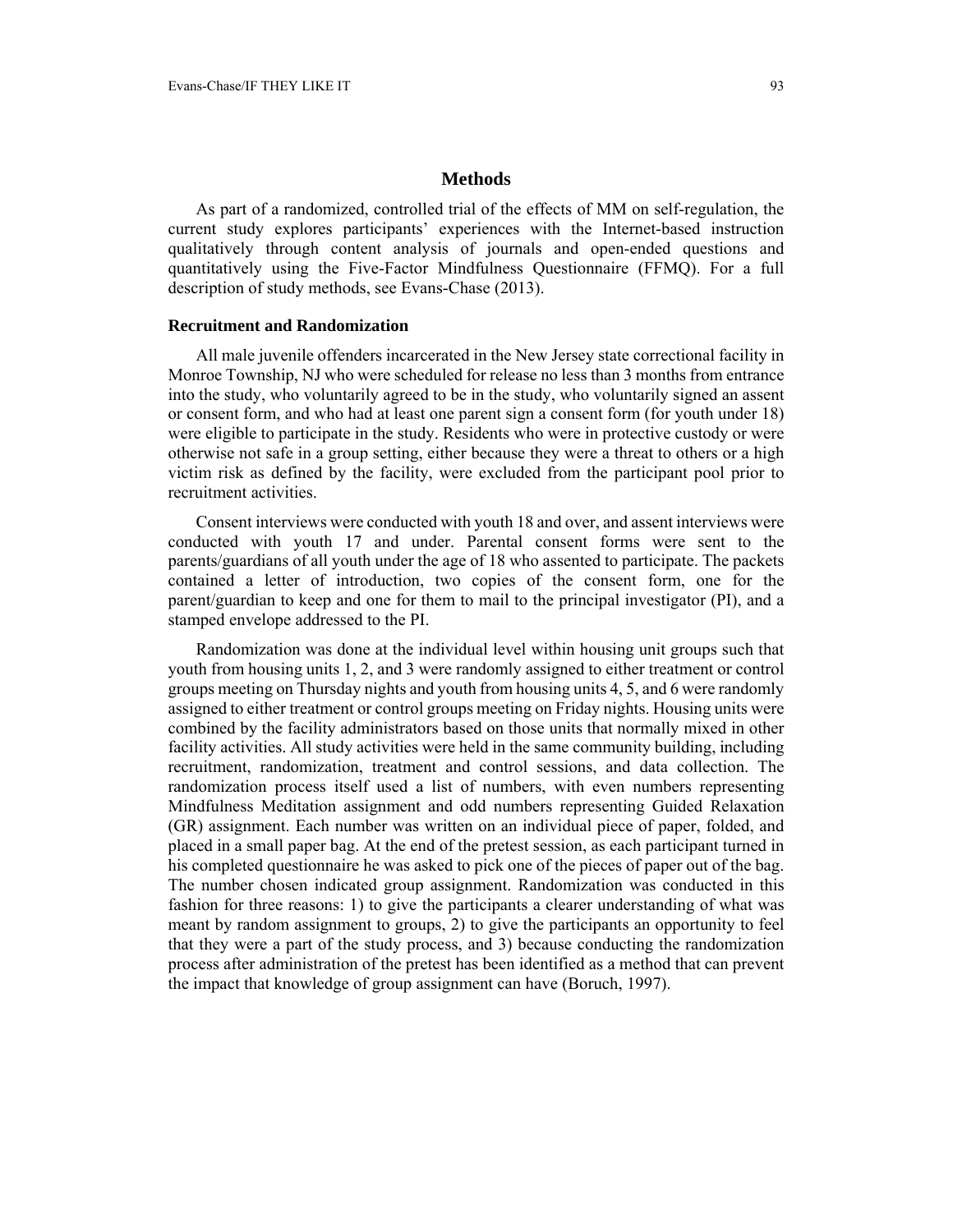## Methods

As part of a randomized, controlled trial of the effects of MM on self-regulation, the current study explores participants' experiences with the Internet-based instruction qualitatively through content analysis of journals and open-ended questions and quantitatively using the Five-Factor Mindfulness Questionnaire (FFMQ). For a full description of study methods, see Evans-Chase (2013).

### Recruitment and Randomization

All male juvenile offenders incarcerated in the New Jersey state correctional facility in Monroe Township, NJ who were scheduled for release no less than 3 months from entrance into the study, who voluntarily agreed to be in the study, who voluntarily signed an assent or consent form, and who had at least one parent sign a consent form (for youth under 18) were eligible to participate in the study. Residents who were in protective custody or were otherwise not safe in a group setting, either because they were a threat to others or a high victim risk as defined by the facility, were excluded from the participant pool prior to recruitment activities.

Consent interviews were conducted with youth 18 and over, and assent interviews were conducted with youth 17 and under. Parental consent forms were sent to the parents/guardians of all youth under the age of 18 who assented to participate. The packets contained a letter of introduction, two copies of the consent form, one for the parent/guardian to keep and one for them to mail to the principal investigator (PI), and a stamped envelope addressed to the PI.

Randomization was done at the individual level within housing unit groups such that youth from housing units 1, 2, and 3 were randomly assigned to either treatment or control groups meeting on Thursday nights and youth from housing units 4, 5, and 6 were randomly assigned to either treatment or control groups meeting on Friday nights. Housing units were combined by the facility administrators based on those units that normally mixed in other facility activities. All study activities were held in the same community building, including recruitment, randomization, treatment and control sessions, and data collection. The randomization process itself used a list of numbers, with even numbers representing Mindfulness Meditation assignment and odd numbers representing Guided Relaxation (GR) assignment. Each number was written on an individual piece of paper, folded, and placed in a small paper bag. At the end of the pretest session, as each participant turned in his completed questionnaire he was asked to pick one of the pieces of paper out of the bag. The number chosen indicated group assignment. Randomization was conducted in this fashion for three reasons: 1) to give the participants a clearer understanding of what was meant by random assignment to groups, 2) to give the participants an opportunity to feel that they were a part of the study process, and 3) because conducting the randomization process after administration of the pretest has been identified as a method that can prevent the impact that knowledge of group assignment can have (Boruch, 1997).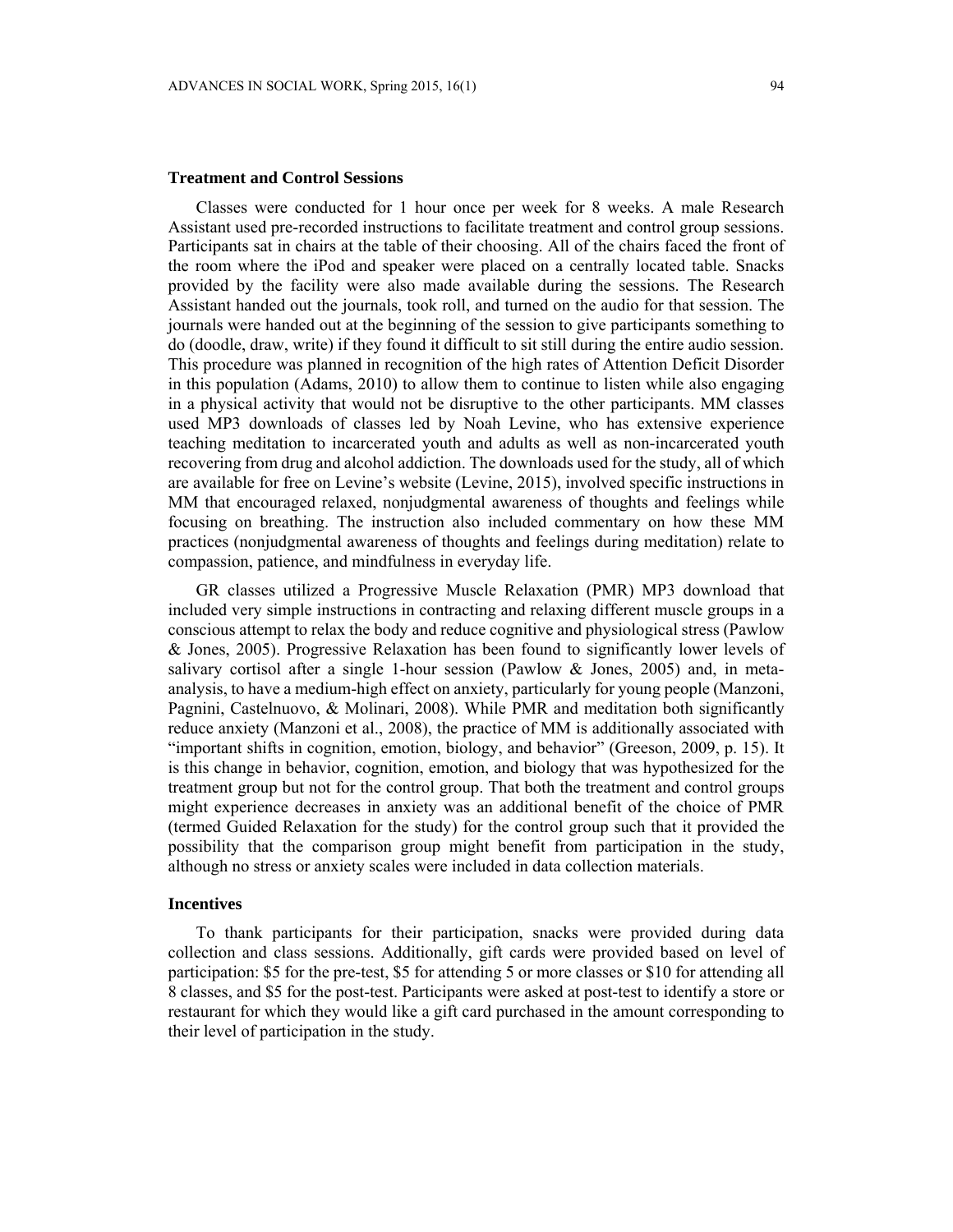### Treatment and Control Sessions

Classes were conducted for 1 hour once per week for 8 weeks. A male Research Assistant used pre-recorded instructions to facilitate treatment and control group sessions. Participants sat in chairs at the table of their choosing. All of the chairs faced the front of the room where the iPod and speaker were placed on a centrally located table. Snacks provided by the facility were also made available during the sessions. The Research Assistant handed out the journals, took roll, and turned on the audio for that session. The journals were handed out at the beginning of the session to give participants something to do (doodle, draw, write) if they found it difficult to sit still during the entire audio session. This procedure was planned in recognition of the high rates of Attention Deficit Disorder in this population (Adams, 2010) to allow them to continue to listen while also engaging in a physical activity that would not be disruptive to the other participants. MM classes used MP3 downloads of classes led by Noah Levine, who has extensive experience teaching meditation to incarcerated youth and adults as well as non-incarcerated youth recovering from drug and alcohol addiction. The downloads used for the study, all of which are available for free on Levine's website (Levine, 2015), involved specific instructions in MM that encouraged relaxed, nonjudgmental awareness of thoughts and feelings while focusing on breathing. The instruction also included commentary on how these MM practices (nonjudgmental awareness of thoughts and feelings during meditation) relate to compassion, patience, and mindfulness in everyday life.

GR classes utilized a Progressive Muscle Relaxation (PMR) MP3 download that included very simple instructions in contracting and relaxing different muscle groups in a conscious attempt to relax the body and reduce cognitive and physiological stress (Pawlow & Jones, 2005). Progressive Relaxation has been found to significantly lower levels of salivary cortisol after a single 1-hour session (Pawlow & Jones, 2005) and, in meta-analysis, to have a medium-high effect on anxiety, particularly for young people (Manzoni, Pagnini, Castelnuovo, & Molinari, 2008). While PMR and meditation both significantly reduce anxiety (Manzoni et al., 2008), the practice of MM is additionally associated with "important shifts in cognition, emotion, biology, and behavior" (Greeson, 2009, p. 15). It is this change in behavior, cognition, emotion, and biology that was hypothesized for the treatment group but not for the control group. That both the treatment and control groups might experience decreases in anxiety was an additional benefit of the choice of PMR (termed Guided Relaxation for the study) for the control group such that it provided the possibility that the comparison group might benefit from participation in the study, although no stress or anxiety scales were included in data collection materials.

### Incentives

To thank participants for their participation, snacks were provided during data collection and class sessions. Additionally, gift cards were provided based on level of participation: $5 for the pre-test, $5 for attending 5 or more classes or $10 for attending all 8 classes, and $5 for the post-test. Participants were asked at post-test to identify a store or restaurant for which they would like a gift card purchased in the amount corresponding to their level of participation in the study.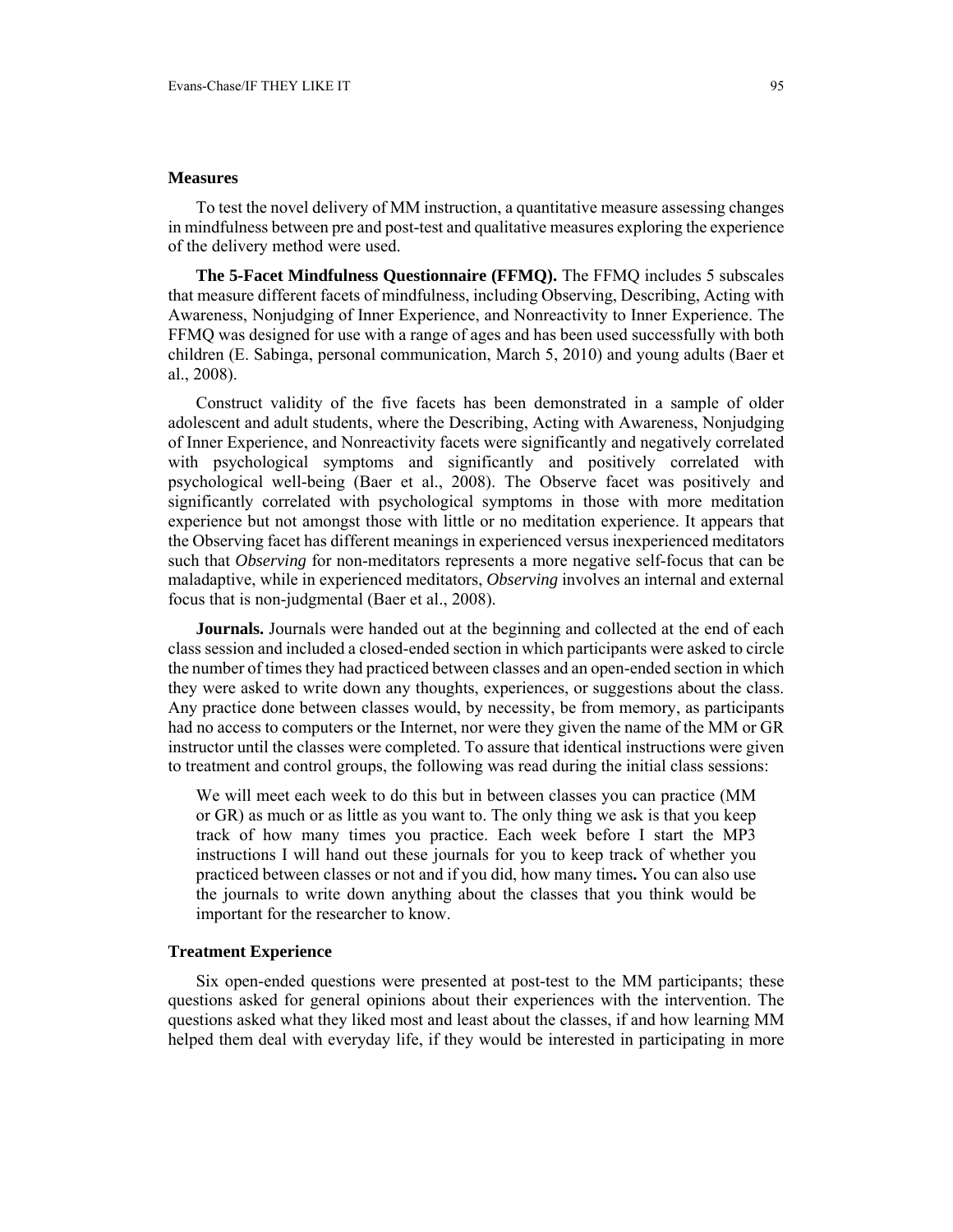### Measures

To test the novel delivery of MM instruction, a quantitative measure assessing changes in mindfulness between pre and post-test and qualitative measures exploring the experience of the delivery method were used.

**The 5-Facet Mindfulness Questionnaire (FFMQ).** The FFMQ includes 5 subscales that measure different facets of mindfulness, including Observing, Describing, Acting with Awareness, Nonjudging of Inner Experience, and Nonreactivity to Inner Experience. The FFMQ was designed for use with a range of ages and has been used successfully with both children (E. Sabinga, personal communication, March 5, 2010) and young adults (Baer et al., 2008).

Construct validity of the five facets has been demonstrated in a sample of older adolescent and adult students, where the Describing, Acting with Awareness, Nonjudging of Inner Experience, and Nonreactivity facets were significantly and negatively correlated with psychological symptoms and significantly and positively correlated with psychological well-being (Baer et al., 2008). The Observe facet was positively and significantly correlated with psychological symptoms in those with more meditation experience but not amongst those with little or no meditation experience. It appears that the Observing facet has different meanings in experienced versus inexperienced meditators such that *Observing* for non-meditators represents a more negative self-focus that can be maladaptive, while in experienced meditators, *Observing* involves an internal and external focus that is non-judgmental (Baer et al., 2008).

**Journals.** Journals were handed out at the beginning and collected at the end of each class session and included a closed-ended section in which participants were asked to circle the number of times they had practiced between classes and an open-ended section in which they were asked to write down any thoughts, experiences, or suggestions about the class. Any practice done between classes would, by necessity, be from memory, as participants had no access to computers or the Internet, nor were they given the name of the MM or GR instructor until the classes were completed. To assure that identical instructions were given to treatment and control groups, the following was read during the initial class sessions:

> We will meet each week to do this but in between classes you can practice (MM or GR) as much or as little as you want to. The only thing we ask is that you keep track of how many times you practice. Each week before I start the MP3 instructions I will hand out these journals for you to keep track of whether you practiced between classes or not and if you did, how many times**.** You can also use the journals to write down anything about the classes that you think would be important for the researcher to know.

### Treatment Experience

Six open-ended questions were presented at post-test to the MM participants; these questions asked for general opinions about their experiences with the intervention. The questions asked what they liked most and least about the classes, if and how learning MM helped them deal with everyday life, if they would be interested in participating in more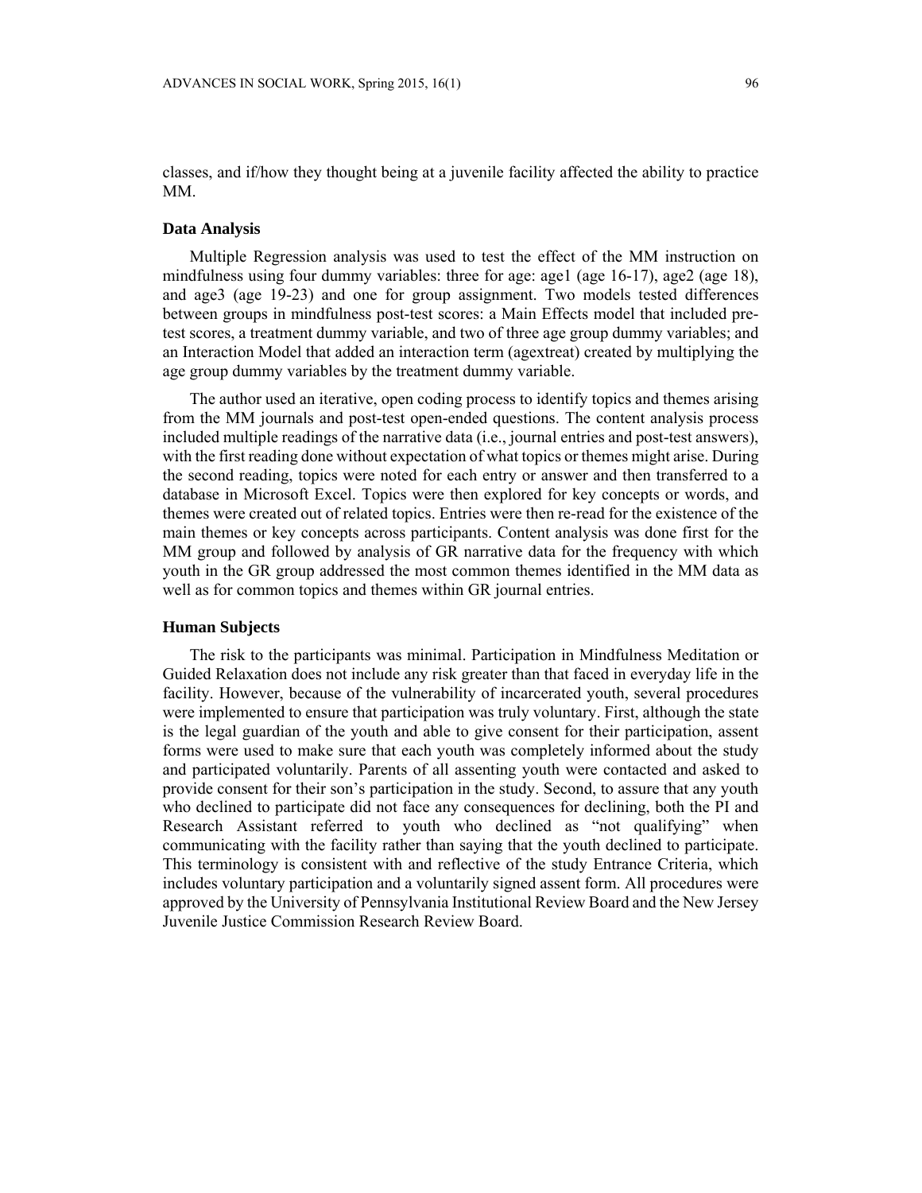classes, and if/how they thought being at a juvenile facility affected the ability to practice MM.

### Data Analysis

Multiple Regression analysis was used to test the effect of the MM instruction on mindfulness using four dummy variables: three for age: age1 (age 16-17), age2 (age 18), and age3 (age 19-23) and one for group assignment. Two models tested differences between groups in mindfulness post-test scores: a Main Effects model that included pre-test scores, a treatment dummy variable, and two of three age group dummy variables; and an Interaction Model that added an interaction term (agextreat) created by multiplying the age group dummy variables by the treatment dummy variable.

The author used an iterative, open coding process to identify topics and themes arising from the MM journals and post-test open-ended questions. The content analysis process included multiple readings of the narrative data (i.e., journal entries and post-test answers), with the first reading done without expectation of what topics or themes might arise. During the second reading, topics were noted for each entry or answer and then transferred to a database in Microsoft Excel. Topics were then explored for key concepts or words, and themes were created out of related topics. Entries were then re-read for the existence of the main themes or key concepts across participants. Content analysis was done first for the MM group and followed by analysis of GR narrative data for the frequency with which youth in the GR group addressed the most common themes identified in the MM data as well as for common topics and themes within GR journal entries.

### Human Subjects

The risk to the participants was minimal. Participation in Mindfulness Meditation or Guided Relaxation does not include any risk greater than that faced in everyday life in the facility. However, because of the vulnerability of incarcerated youth, several procedures were implemented to ensure that participation was truly voluntary. First, although the state is the legal guardian of the youth and able to give consent for their participation, assent forms were used to make sure that each youth was completely informed about the study and participated voluntarily. Parents of all assenting youth were contacted and asked to provide consent for their son's participation in the study. Second, to assure that any youth who declined to participate did not face any consequences for declining, both the PI and Research Assistant referred to youth who declined as "not qualifying" when communicating with the facility rather than saying that the youth declined to participate. This terminology is consistent with and reflective of the study Entrance Criteria, which includes voluntary participation and a voluntarily signed assent form. All procedures were approved by the University of Pennsylvania Institutional Review Board and the New Jersey Juvenile Justice Commission Research Review Board.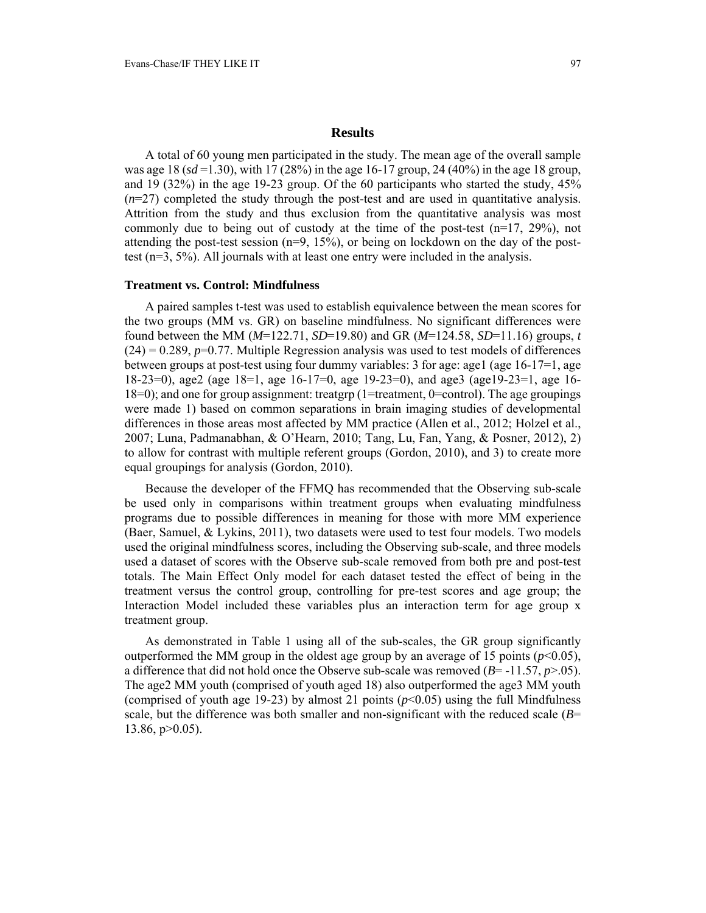## Results

A total of 60 young men participated in the study. The mean age of the overall sample was age 18 (*sd* =1.30), with 17 (28%) in the age 16-17 group, 24 (40%) in the age 18 group, and 19 (32%) in the age 19-23 group. Of the 60 participants who started the study, 45% (*n*=27) completed the study through the post-test and are used in quantitative analysis. Attrition from the study and thus exclusion from the quantitative analysis was most commonly due to being out of custody at the time of the post-test (n=17, 29%), not attending the post-test session (n=9, 15%), or being on lockdown on the day of the post-test (n=3, 5%). All journals with at least one entry were included in the analysis.

### Treatment vs. Control: Mindfulness

A paired samples t-test was used to establish equivalence between the mean scores for the two groups (MM vs. GR) on baseline mindfulness. No significant differences were found between the MM (*M*=122.71, *SD*=19.80) and GR (*M*=124.58, *SD*=11.16) groups, $t\ (24) = 0.289$, $p$=0.77. Multiple Regression analysis was used to test models of differences between groups at post-test using four dummy variables: 3 for age: age1 (age 16-17=1, age 18-23=0), age2 (age 18=1, age 16-17=0, age 19-23=0), and age3 (age19-23=1, age 16-18=0); and one for group assignment: treatgrp (1=treatment, 0=control). The age groupings were made 1) based on common separations in brain imaging studies of developmental differences in those areas most affected by MM practice (Allen et al., 2012; Holzel et al., 2007; Luna, Padmanabhan, & O'Hearn, 2010; Tang, Lu, Fan, Yang, & Posner, 2012), 2) to allow for contrast with multiple referent groups (Gordon, 2010), and 3) to create more equal groupings for analysis (Gordon, 2010).

Because the developer of the FFMQ has recommended that the Observing sub-scale be used only in comparisons within treatment groups when evaluating mindfulness programs due to possible differences in meaning for those with more MM experience (Baer, Samuel, & Lykins, 2011), two datasets were used to test four models. Two models used the original mindfulness scores, including the Observing sub-scale, and three models used a dataset of scores with the Observe sub-scale removed from both pre and post-test totals. The Main Effect Only model for each dataset tested the effect of being in the treatment versus the control group, controlling for pre-test scores and age group; the Interaction Model included these variables plus an interaction term for age group x treatment group.

As demonstrated in Table 1 using all of the sub-scales, the GR group significantly outperformed the MM group in the oldest age group by an average of 15 points ($p$<0.05), a difference that did not hold once the Observe sub-scale was removed (*B*= -11.57, $p$>.05). The age2 MM youth (comprised of youth aged 18) also outperformed the age3 MM youth (comprised of youth age 19-23) by almost 21 points ($p$<0.05) using the full Mindfulness scale, but the difference was both smaller and non-significant with the reduced scale (*B*= 13.86, p>0.05).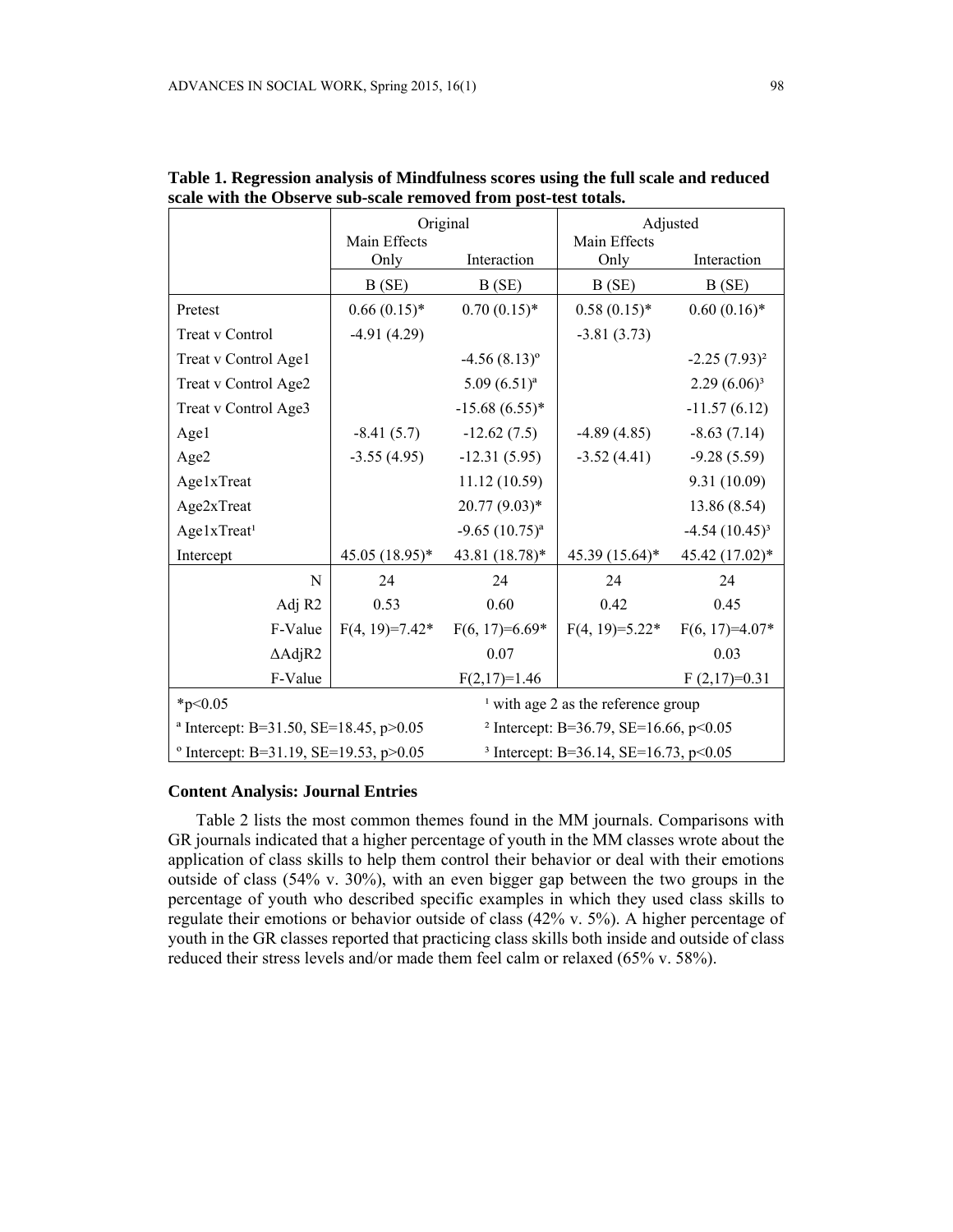**Table 1. Regression analysis of Mindfulness scores using the full scale and reduced scale with the Observe sub-scale removed from post-test totals.**

| | Original | | Adjusted | |
|---|---|---|---|---|
| | Main Effects Only | Interaction | Main Effects Only | Interaction |
| | B (SE) | B (SE) | B (SE) | B (SE) |
| Pretest | 0.66 (0.15)* | 0.70 (0.15)* | 0.58 (0.15)* | 0.60 (0.16)* |
| Treat v Control | -4.91 (4.29) | | -3.81 (3.73) | |
| Treat v Control Age1 | | -4.56 (8.13)[o] | | -2.25 (7.93)[2] |
| Treat v Control Age2 | | 5.09 (6.51)[a] | | 2.29 (6.06)[3] |
| Treat v Control Age3 | | -15.68 (6.55)* | | -11.57 (6.12) |
| Age1 | -8.41 (5.7) | -12.62 (7.5) | -4.89 (4.85) | -8.63 (7.14) |
| Age2 | -3.55 (4.95) | -12.31 (5.95) | -3.52 (4.41) | -9.28 (5.59) |
| Age1xTreat | | 11.12 (10.59) | | 9.31 (10.09) |
| Age2xTreat | | 20.77 (9.03)* | | 13.86 (8.54) |
| Age1xTreat[1] | | -9.65 (10.75)[a] | | -4.54 (10.45)[3] |
| Intercept | 45.05 (18.95)* | 43.81 (18.78)* | 45.39 (15.64)* | 45.42 (17.02)* |
| N | 24 | 24 | 24 | 24 |
| Adj R2 | 0.53 | 0.60 | 0.42 | 0.45 |
| F-Value | F(4, 19)=7.42* | F(6, 17)=6.69* | F(4, 19)=5.22* | F(6, 17)=4.07* |
| ΔAdjR2 | | 0.07 | | 0.03 |
| F-Value | | F(2,17)=1.46 | | F (2,17)=0.31 |

*p<0.05

[a] Intercept: B=31.50, SE=18.45, p>0.05

[o] Intercept: B=31.19, SE=19.53, p>0.05

[1] with age 2 as the reference group

[2] Intercept: B=36.79, SE=16.66, p<0.05

[3] Intercept: B=36.14, SE=16.73, p<0.05

## Content Analysis: Journal Entries

Table 2 lists the most common themes found in the MM journals. Comparisons with GR journals indicated that a higher percentage of youth in the MM classes wrote about the application of class skills to help them control their behavior or deal with their emotions outside of class (54% v. 30%), with an even bigger gap between the two groups in the percentage of youth who described specific examples in which they used class skills to regulate their emotions or behavior outside of class (42% v. 5%). A higher percentage of youth in the GR classes reported that practicing class skills both inside and outside of class reduced their stress levels and/or made them feel calm or relaxed (65% v. 58%).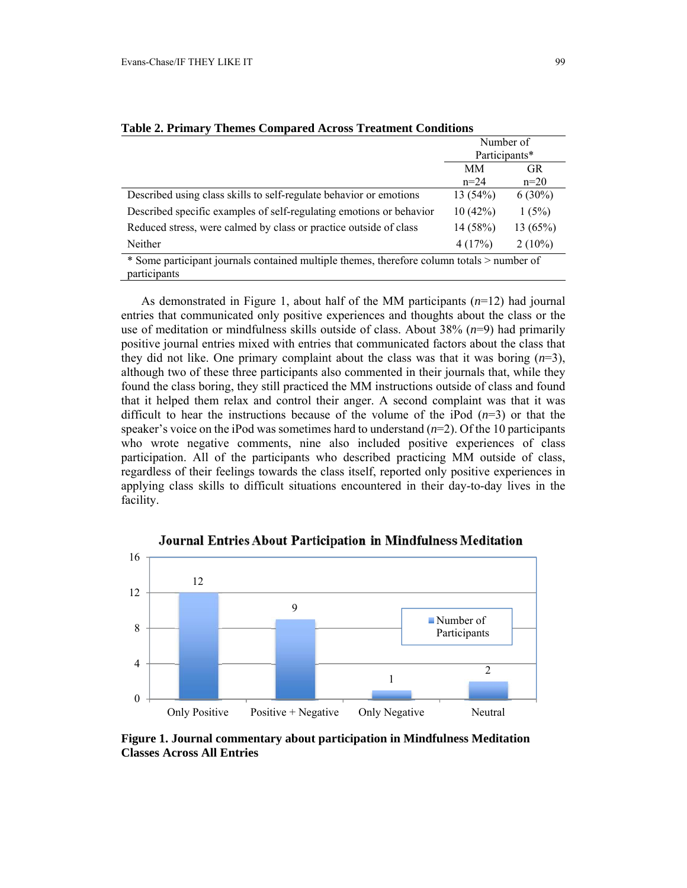**Table 2. Primary Themes Compared Across Treatment Conditions**

| | Number of Participants* | |
|---|---|---|
| | MM n=24 | GR n=20 |
| Described using class skills to self-regulate behavior or emotions | 13 (54%) | 6 (30%) |
| Described specific examples of self-regulating emotions or behavior | 10 (42%) | 1 (5%) |
| Reduced stress, were calmed by class or practice outside of class | 14 (58%) | 13 (65%) |
| Neither | 4 (17%) | 2 (10%) |

\* Some participant journals contained multiple themes, therefore column totals > number of participants

As demonstrated in Figure 1, about half of the MM participants (*n*=12) had journal entries that communicated only positive experiences and thoughts about the class or the use of meditation or mindfulness skills outside of class. About 38% (*n*=9) had primarily positive journal entries mixed with entries that communicated factors about the class that they did not like. One primary complaint about the class was that it was boring (*n*=3), although two of these three participants also commented in their journals that, while they found the class boring, they still practiced the MM instructions outside of class and found that it helped them relax and control their anger. A second complaint was that it was difficult to hear the instructions because of the volume of the iPod (*n*=3) or that the speaker's voice on the iPod was sometimes hard to understand (*n*=2). Of the 10 participants who wrote negative comments, nine also included positive experiences of class participation. All of the participants who described practicing MM outside of class, regardless of their feelings towards the class itself, reported only positive experiences in applying class skills to difficult situations encountered in their day-to-day lives in the facility.

**Journal Entries About Participation in Mindfulness Meditation**

| | Number of Participants |
|---|---|
| Only Positive | 12 |
| Positive + Negative | 9 |
| Only Negative | 1 |
| Neutral | 2 |

**Figure 1. Journal commentary about participation in Mindfulness Meditation Classes Across All Entries**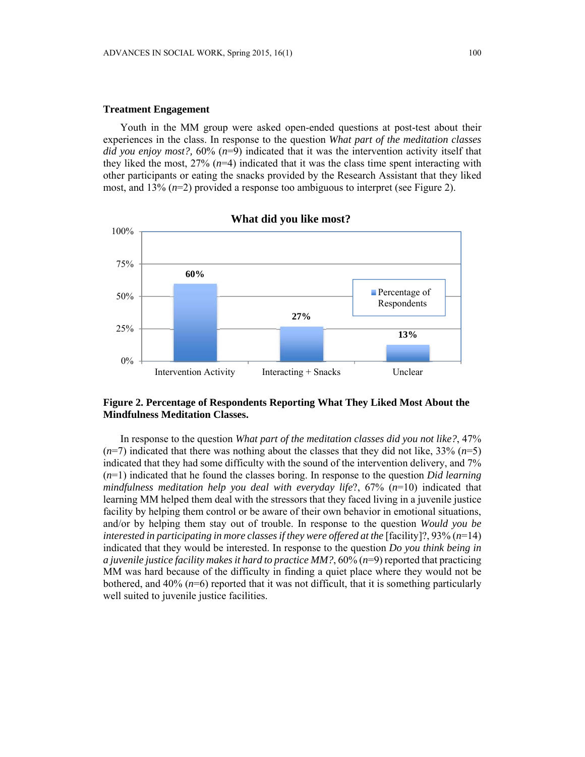## Treatment Engagement

Youth in the MM group were asked open-ended questions at post-test about their experiences in the class. In response to the question *What part of the meditation classes did you enjoy most?,* 60% (*n*=9) indicated that it was the intervention activity itself that they liked the most, 27% (*n*=4) indicated that it was the class time spent interacting with other participants or eating the snacks provided by the Research Assistant that they liked most, and 13% (*n*=2) provided a response too ambiguous to interpret (see Figure 2).

**Figure 2. Percentage of Respondents Reporting What They Liked Most About the Mindfulness Meditation Classes.**

In response to the question *What part of the meditation classes did you not like?*, 47% (*n*=7) indicated that there was nothing about the classes that they did not like, 33% (*n*=5) indicated that they had some difficulty with the sound of the intervention delivery, and 7% (*n*=1) indicated that he found the classes boring. In response to the question *Did learning mindfulness meditation help you deal with everyday life*?, 67% (*n*=10) indicated that learning MM helped them deal with the stressors that they faced living in a juvenile justice facility by helping them control or be aware of their own behavior in emotional situations, and/or by helping them stay out of trouble. In response to the question *Would you be interested in participating in more classes if they were offered at the* [facility]?, 93% (*n*=14) indicated that they would be interested. In response to the question *Do you think being in a juvenile justice facility makes it hard to practice MM?*, 60% (*n*=9) reported that practicing MM was hard because of the difficulty in finding a quiet place where they would not be bothered, and 40% (*n*=6) reported that it was not difficult, that it is something particularly well suited to juvenile justice facilities.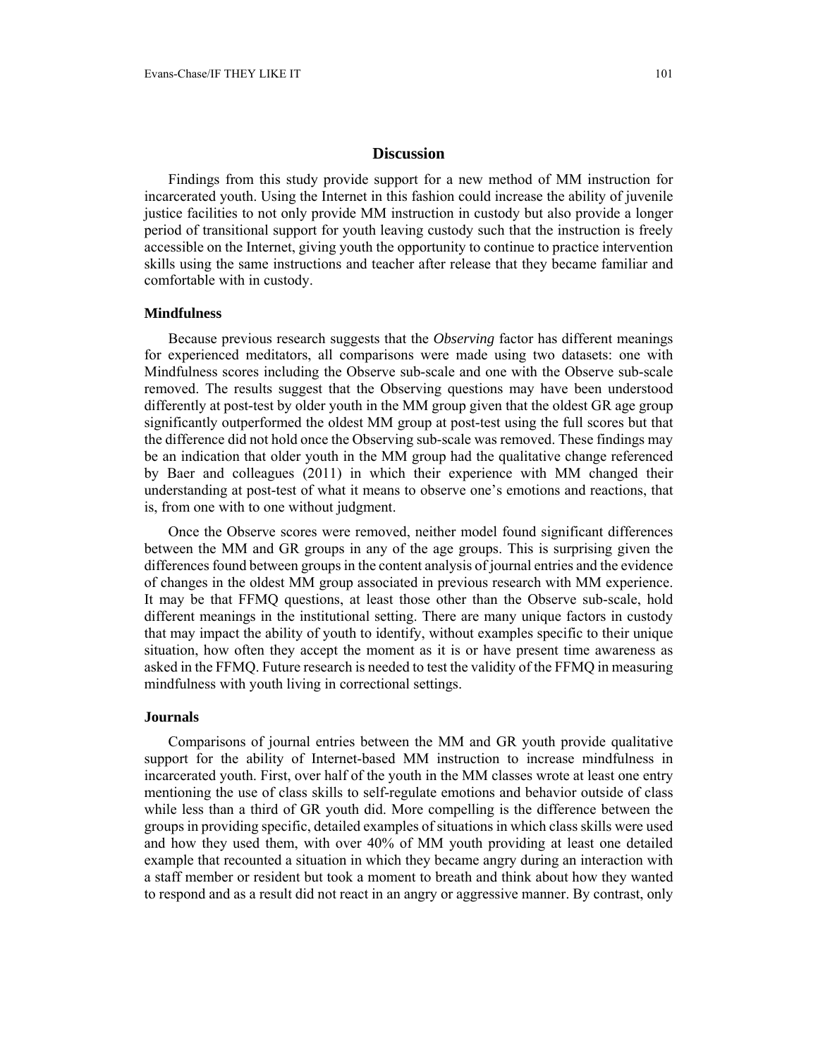## Discussion

Findings from this study provide support for a new method of MM instruction for incarcerated youth. Using the Internet in this fashion could increase the ability of juvenile justice facilities to not only provide MM instruction in custody but also provide a longer period of transitional support for youth leaving custody such that the instruction is freely accessible on the Internet, giving youth the opportunity to continue to practice intervention skills using the same instructions and teacher after release that they became familiar and comfortable with in custody.

### Mindfulness

Because previous research suggests that the *Observing* factor has different meanings for experienced meditators, all comparisons were made using two datasets: one with Mindfulness scores including the Observe sub-scale and one with the Observe sub-scale removed. The results suggest that the Observing questions may have been understood differently at post-test by older youth in the MM group given that the oldest GR age group significantly outperformed the oldest MM group at post-test using the full scores but that the difference did not hold once the Observing sub-scale was removed. These findings may be an indication that older youth in the MM group had the qualitative change referenced by Baer and colleagues (2011) in which their experience with MM changed their understanding at post-test of what it means to observe one's emotions and reactions, that is, from one with to one without judgment.

Once the Observe scores were removed, neither model found significant differences between the MM and GR groups in any of the age groups. This is surprising given the differences found between groups in the content analysis of journal entries and the evidence of changes in the oldest MM group associated in previous research with MM experience. It may be that FFMQ questions, at least those other than the Observe sub-scale, hold different meanings in the institutional setting. There are many unique factors in custody that may impact the ability of youth to identify, without examples specific to their unique situation, how often they accept the moment as it is or have present time awareness as asked in the FFMQ. Future research is needed to test the validity of the FFMQ in measuring mindfulness with youth living in correctional settings.

### Journals

Comparisons of journal entries between the MM and GR youth provide qualitative support for the ability of Internet-based MM instruction to increase mindfulness in incarcerated youth. First, over half of the youth in the MM classes wrote at least one entry mentioning the use of class skills to self-regulate emotions and behavior outside of class while less than a third of GR youth did. More compelling is the difference between the groups in providing specific, detailed examples of situations in which class skills were used and how they used them, with over 40% of MM youth providing at least one detailed example that recounted a situation in which they became angry during an interaction with a staff member or resident but took a moment to breath and think about how they wanted to respond and as a result did not react in an angry or aggressive manner. By contrast, only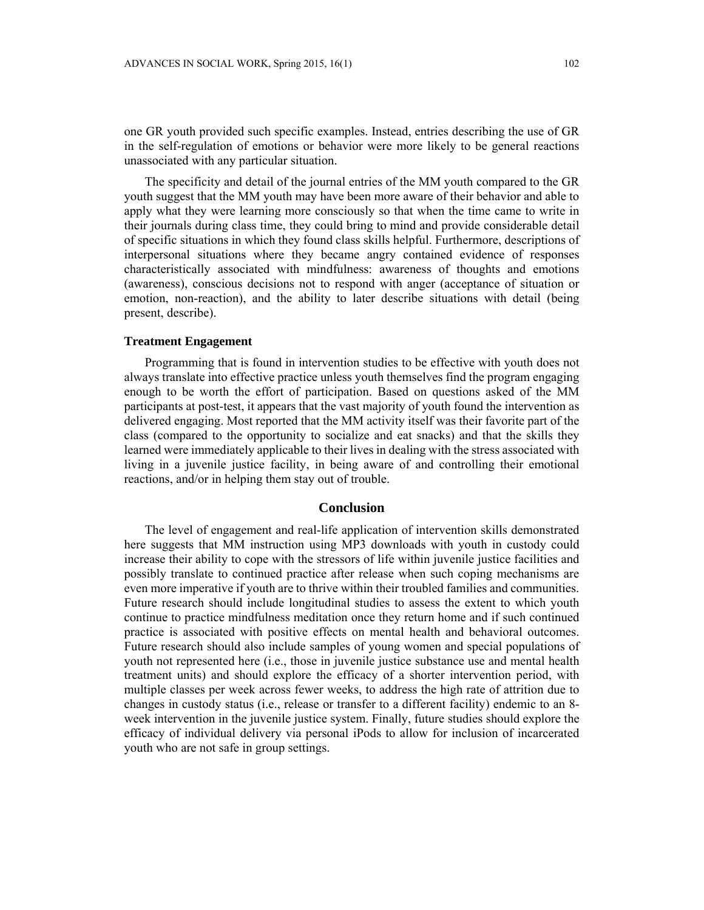one GR youth provided such specific examples. Instead, entries describing the use of GR in the self-regulation of emotions or behavior were more likely to be general reactions unassociated with any particular situation.

The specificity and detail of the journal entries of the MM youth compared to the GR youth suggest that the MM youth may have been more aware of their behavior and able to apply what they were learning more consciously so that when the time came to write in their journals during class time, they could bring to mind and provide considerable detail of specific situations in which they found class skills helpful. Furthermore, descriptions of interpersonal situations where they became angry contained evidence of responses characteristically associated with mindfulness: awareness of thoughts and emotions (awareness), conscious decisions not to respond with anger (acceptance of situation or emotion, non-reaction), and the ability to later describe situations with detail (being present, describe).

### Treatment Engagement

Programming that is found in intervention studies to be effective with youth does not always translate into effective practice unless youth themselves find the program engaging enough to be worth the effort of participation. Based on questions asked of the MM participants at post-test, it appears that the vast majority of youth found the intervention as delivered engaging. Most reported that the MM activity itself was their favorite part of the class (compared to the opportunity to socialize and eat snacks) and that the skills they learned were immediately applicable to their lives in dealing with the stress associated with living in a juvenile justice facility, in being aware of and controlling their emotional reactions, and/or in helping them stay out of trouble.

## Conclusion

The level of engagement and real-life application of intervention skills demonstrated here suggests that MM instruction using MP3 downloads with youth in custody could increase their ability to cope with the stressors of life within juvenile justice facilities and possibly translate to continued practice after release when such coping mechanisms are even more imperative if youth are to thrive within their troubled families and communities. Future research should include longitudinal studies to assess the extent to which youth continue to practice mindfulness meditation once they return home and if such continued practice is associated with positive effects on mental health and behavioral outcomes. Future research should also include samples of young women and special populations of youth not represented here (i.e., those in juvenile justice substance use and mental health treatment units) and should explore the efficacy of a shorter intervention period, with multiple classes per week across fewer weeks, to address the high rate of attrition due to changes in custody status (i.e., release or transfer to a different facility) endemic to an 8-week intervention in the juvenile justice system. Finally, future studies should explore the efficacy of individual delivery via personal iPods to allow for inclusion of incarcerated youth who are not safe in group settings.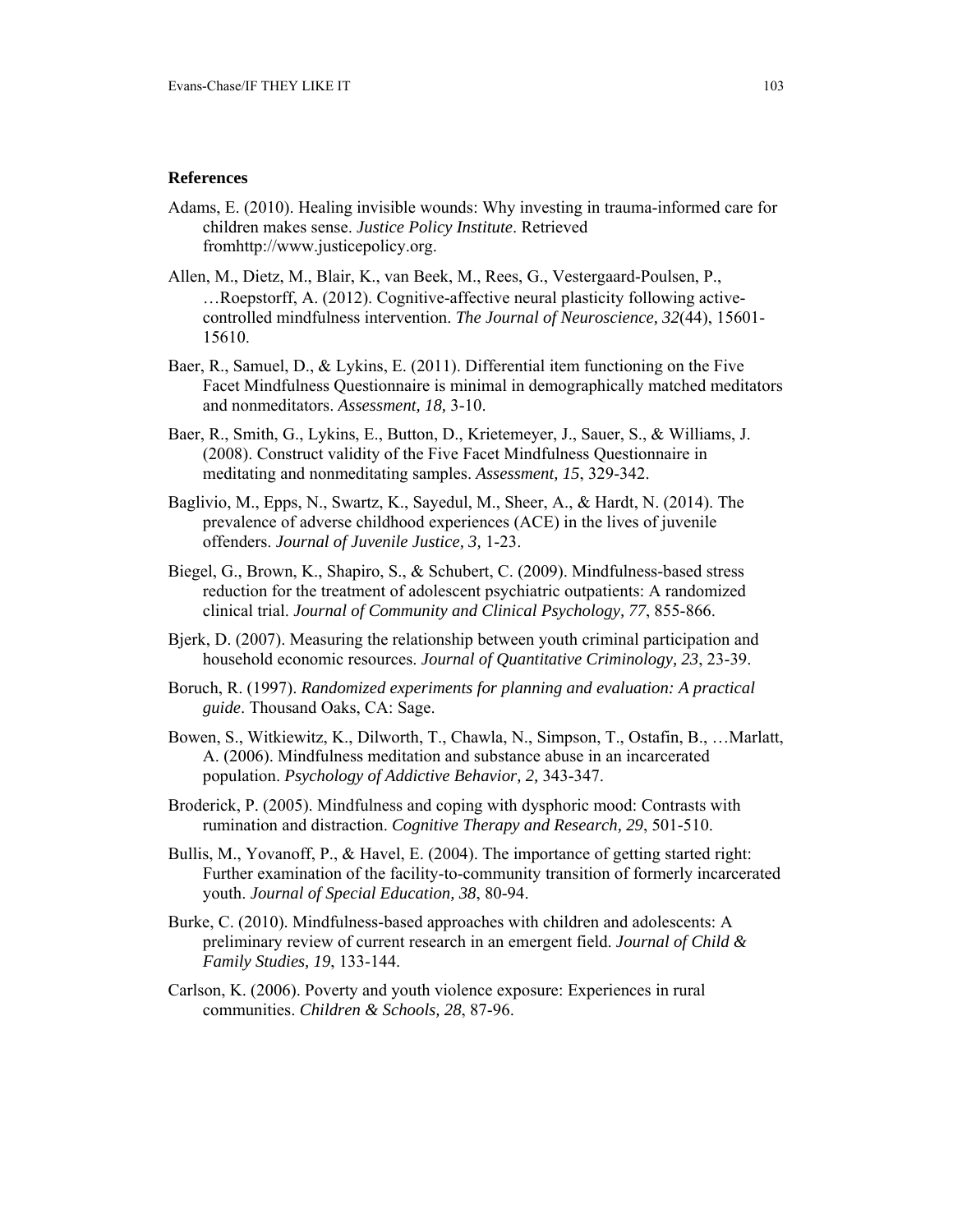## References

Adams, E. (2010). Healing invisible wounds: Why investing in trauma-informed care for children makes sense. *Justice Policy Institute*. Retrieved fromhttp://www.justicepolicy.org.

Allen, M., Dietz, M., Blair, K., van Beek, M., Rees, G., Vestergaard-Poulsen, P., …Roepstorff, A. (2012). Cognitive-affective neural plasticity following active-controlled mindfulness intervention. *The Journal of Neuroscience, 32*(44), 15601-15610.

Baer, R., Samuel, D., & Lykins, E. (2011). Differential item functioning on the Five Facet Mindfulness Questionnaire is minimal in demographically matched meditators and nonmeditators. *Assessment, 18,* 3-10.

Baer, R., Smith, G., Lykins, E., Button, D., Krietemeyer, J., Sauer, S., & Williams, J. (2008). Construct validity of the Five Facet Mindfulness Questionnaire in meditating and nonmeditating samples. *Assessment, 15*, 329-342.

Baglivio, M., Epps, N., Swartz, K., Sayedul, M., Sheer, A., & Hardt, N. (2014). The prevalence of adverse childhood experiences (ACE) in the lives of juvenile offenders. *Journal of Juvenile Justice, 3,* 1-23.

Biegel, G., Brown, K., Shapiro, S., & Schubert, C. (2009). Mindfulness-based stress reduction for the treatment of adolescent psychiatric outpatients: A randomized clinical trial. *Journal of Community and Clinical Psychology, 77*, 855-866.

Bjerk, D. (2007). Measuring the relationship between youth criminal participation and household economic resources. *Journal of Quantitative Criminology, 23*, 23-39.

Boruch, R. (1997). *Randomized experiments for planning and evaluation: A practical guide*. Thousand Oaks, CA: Sage.

Bowen, S., Witkiewitz, K., Dilworth, T., Chawla, N., Simpson, T., Ostafin, B., …Marlatt, A. (2006). Mindfulness meditation and substance abuse in an incarcerated population. *Psychology of Addictive Behavior, 2,* 343-347.

Broderick, P. (2005). Mindfulness and coping with dysphoric mood: Contrasts with rumination and distraction. *Cognitive Therapy and Research, 29*, 501-510.

Bullis, M., Yovanoff, P., & Havel, E. (2004). The importance of getting started right: Further examination of the facility-to-community transition of formerly incarcerated youth. *Journal of Special Education, 38*, 80-94.

Burke, C. (2010). Mindfulness-based approaches with children and adolescents: A preliminary review of current research in an emergent field. *Journal of Child & Family Studies, 19*, 133-144.

Carlson, K. (2006). Poverty and youth violence exposure: Experiences in rural communities. *Children & Schools, 28*, 87-96.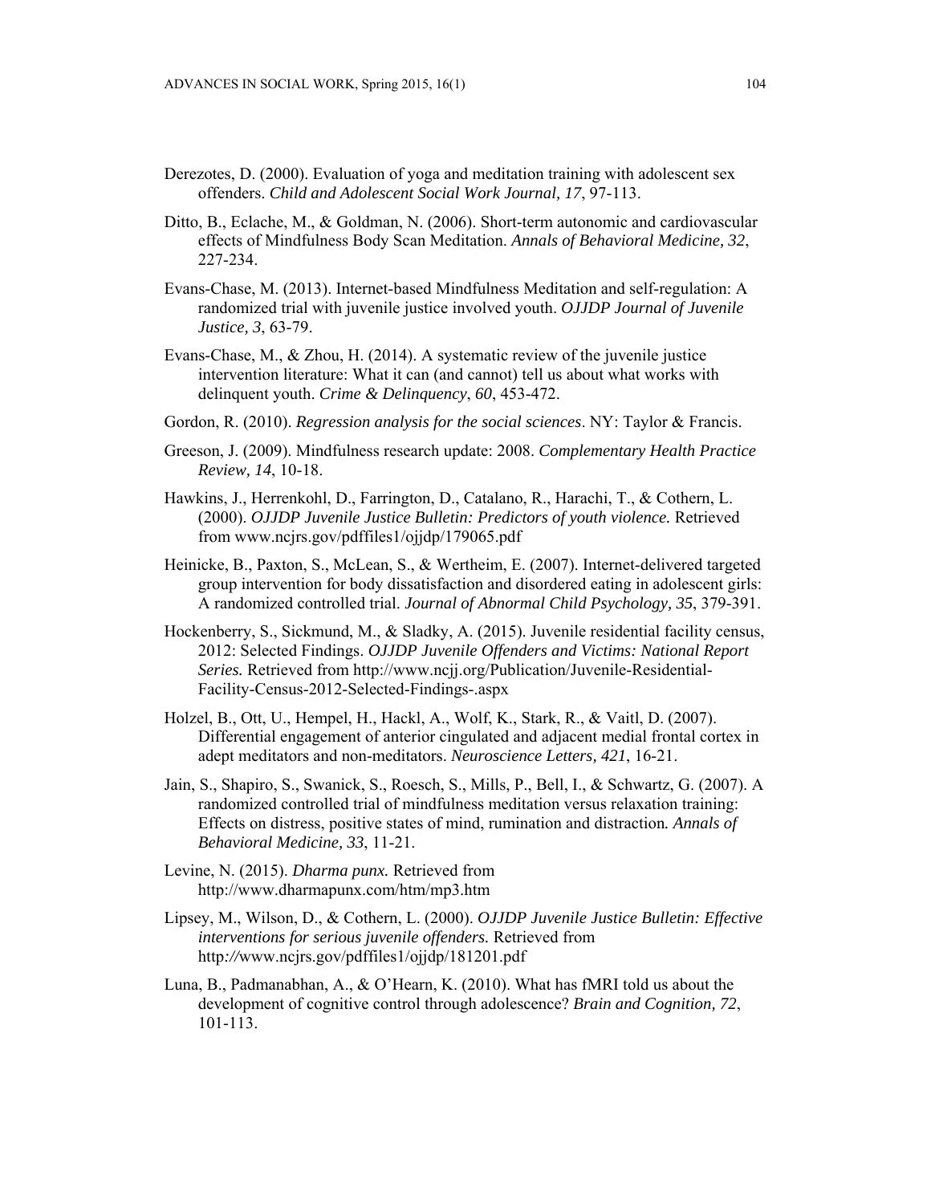Derezotes, D. (2000). Evaluation of yoga and meditation training with adolescent sex offenders. *Child and Adolescent Social Work Journal, 17*, 97-113.

Ditto, B., Eclache, M., & Goldman, N. (2006). Short-term autonomic and cardiovascular effects of Mindfulness Body Scan Meditation. *Annals of Behavioral Medicine, 32*, 227-234.

Evans-Chase, M. (2013). Internet-based Mindfulness Meditation and self-regulation: A randomized trial with juvenile justice involved youth. *OJJDP Journal of Juvenile Justice, 3*, 63-79.

Evans-Chase, M., & Zhou, H. (2014). A systematic review of the juvenile justice intervention literature: What it can (and cannot) tell us about what works with delinquent youth. *Crime & Delinquency*, *60*, 453-472.

Gordon, R. (2010). *Regression analysis for the social sciences*. NY: Taylor & Francis.

Greeson, J. (2009). Mindfulness research update: 2008. *Complementary Health Practice Review, 14*, 10-18.

Hawkins, J., Herrenkohl, D., Farrington, D., Catalano, R., Harachi, T., & Cothern, L. (2000). *OJJDP Juvenile Justice Bulletin: Predictors of youth violence.* Retrieved from www.ncjrs.gov/pdffiles1/ojjdp/179065.pdf

Heinicke, B., Paxton, S., McLean, S., & Wertheim, E. (2007). Internet-delivered targeted group intervention for body dissatisfaction and disordered eating in adolescent girls: A randomized controlled trial. *Journal of Abnormal Child Psychology, 35*, 379-391.

Hockenberry, S., Sickmund, M., & Sladky, A. (2015). Juvenile residential facility census, 2012: Selected Findings. *OJJDP Juvenile Offenders and Victims: National Report Series.* Retrieved from http://www.ncjj.org/Publication/Juvenile-Residential-Facility-Census-2012-Selected-Findings-.aspx

Holzel, B., Ott, U., Hempel, H., Hackl, A., Wolf, K., Stark, R., & Vaitl, D. (2007). Differential engagement of anterior cingulated and adjacent medial frontal cortex in adept meditators and non-meditators. *Neuroscience Letters, 421*, 16-21.

Jain, S., Shapiro, S., Swanick, S., Roesch, S., Mills, P., Bell, I., & Schwartz, G. (2007). A randomized controlled trial of mindfulness meditation versus relaxation training: Effects on distress, positive states of mind, rumination and distraction. *Annals of Behavioral Medicine, 33*, 11-21.

Levine, N. (2015). *Dharma punx.* Retrieved from http://www.dharmapunx.com/htm/mp3.htm

Lipsey, M., Wilson, D., & Cothern, L. (2000). *OJJDP Juvenile Justice Bulletin: Effective interventions for serious juvenile offenders.* Retrieved from http://www.ncjrs.gov/pdffiles1/ojjdp/181201.pdf

Luna, B., Padmanabhan, A., & O'Hearn, K. (2010). What has fMRI told us about the development of cognitive control through adolescence? *Brain and Cognition, 72*, 101-113.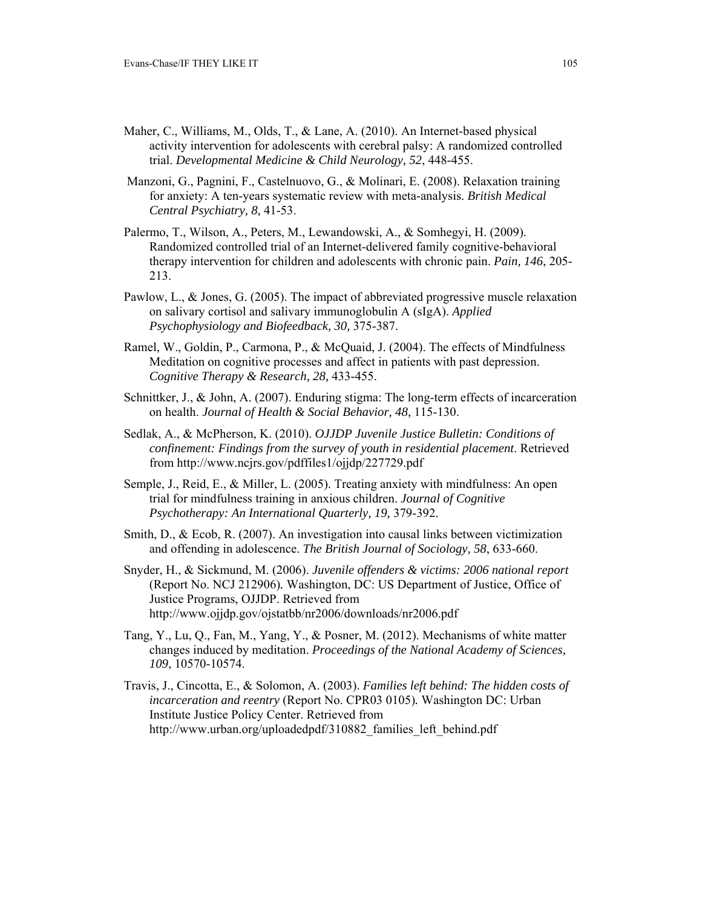Maher, C., Williams, M., Olds, T., & Lane, A. (2010). An Internet-based physical activity intervention for adolescents with cerebral palsy: A randomized controlled trial. *Developmental Medicine & Child Neurology, 52*, 448-455.

Manzoni, G., Pagnini, F., Castelnuovo, G., & Molinari, E. (2008). Relaxation training for anxiety: A ten-years systematic review with meta-analysis. *British Medical Central Psychiatry, 8,* 41-53.

Palermo, T., Wilson, A., Peters, M., Lewandowski, A., & Somhegyi, H. (2009). Randomized controlled trial of an Internet-delivered family cognitive-behavioral therapy intervention for children and adolescents with chronic pain. *Pain, 146*, 205-213.

Pawlow, L., & Jones, G. (2005). The impact of abbreviated progressive muscle relaxation on salivary cortisol and salivary immunoglobulin A (sIgA). *Applied Psychophysiology and Biofeedback, 30,* 375-387.

Ramel, W., Goldin, P., Carmona, P., & McQuaid, J. (2004). The effects of Mindfulness Meditation on cognitive processes and affect in patients with past depression. *Cognitive Therapy & Research*, *28,* 433-455.

Schnittker, J., & John, A. (2007). Enduring stigma: The long-term effects of incarceration on health. *Journal of Health & Social Behavior, 48,* 115-130.

Sedlak, A., & McPherson, K. (2010). *OJJDP Juvenile Justice Bulletin: Conditions of confinement: Findings from the survey of youth in residential placement*. Retrieved from http://www.ncjrs.gov/pdffiles1/ojjdp/227729.pdf

Semple, J., Reid, E., & Miller, L. (2005). Treating anxiety with mindfulness: An open trial for mindfulness training in anxious children. *Journal of Cognitive Psychotherapy: An International Quarterly, 19,* 379-392.

Smith, D., & Ecob, R. (2007). An investigation into causal links between victimization and offending in adolescence. *The British Journal of Sociology, 58*, 633-660.

Snyder, H., & Sickmund, M. (2006). *Juvenile offenders & victims: 2006 national report* (Report No. NCJ 212906)*.* Washington, DC: US Department of Justice, Office of Justice Programs, OJJDP. Retrieved from http://www.ojjdp.gov/ojstatbb/nr2006/downloads/nr2006.pdf

Tang, Y., Lu, Q., Fan, M., Yang, Y., & Posner, M. (2012). Mechanisms of white matter changes induced by meditation. *Proceedings of the National Academy of Sciences, 109*, 10570-10574.

Travis, J., Cincotta, E., & Solomon, A. (2003). *Families left behind: The hidden costs of incarceration and reentry* (Report No. CPR03 0105)*.* Washington DC: Urban Institute Justice Policy Center. Retrieved from http://www.urban.org/uploadedpdf/310882_families_left_behind.pdf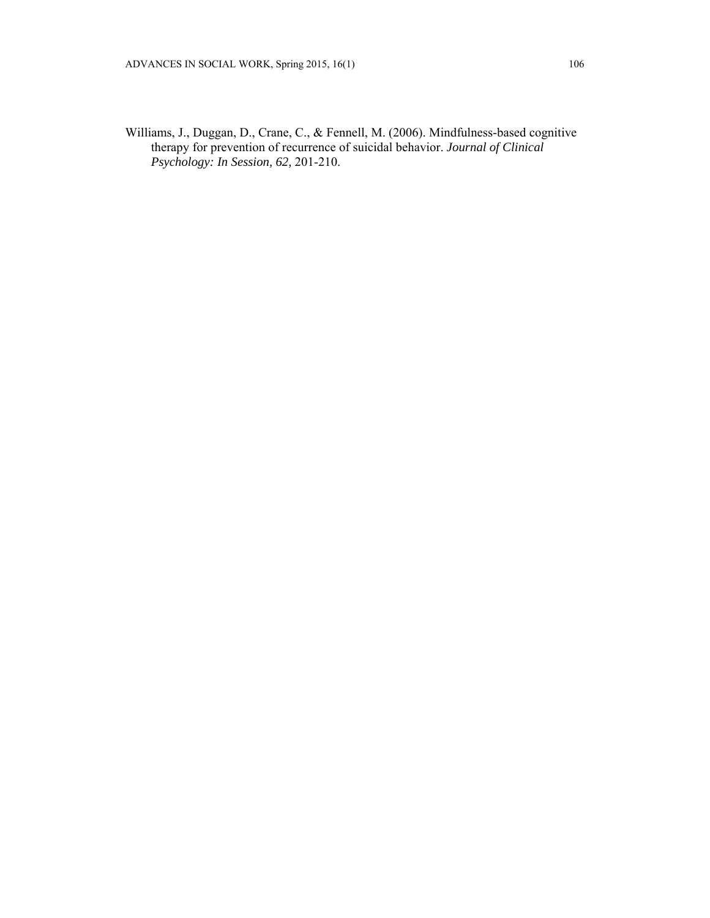Williams, J., Duggan, D., Crane, C., & Fennell, M. (2006). Mindfulness-based cognitive therapy for prevention of recurrence of suicidal behavior. *Journal of Clinical Psychology: In Session, 62,* 201-210.